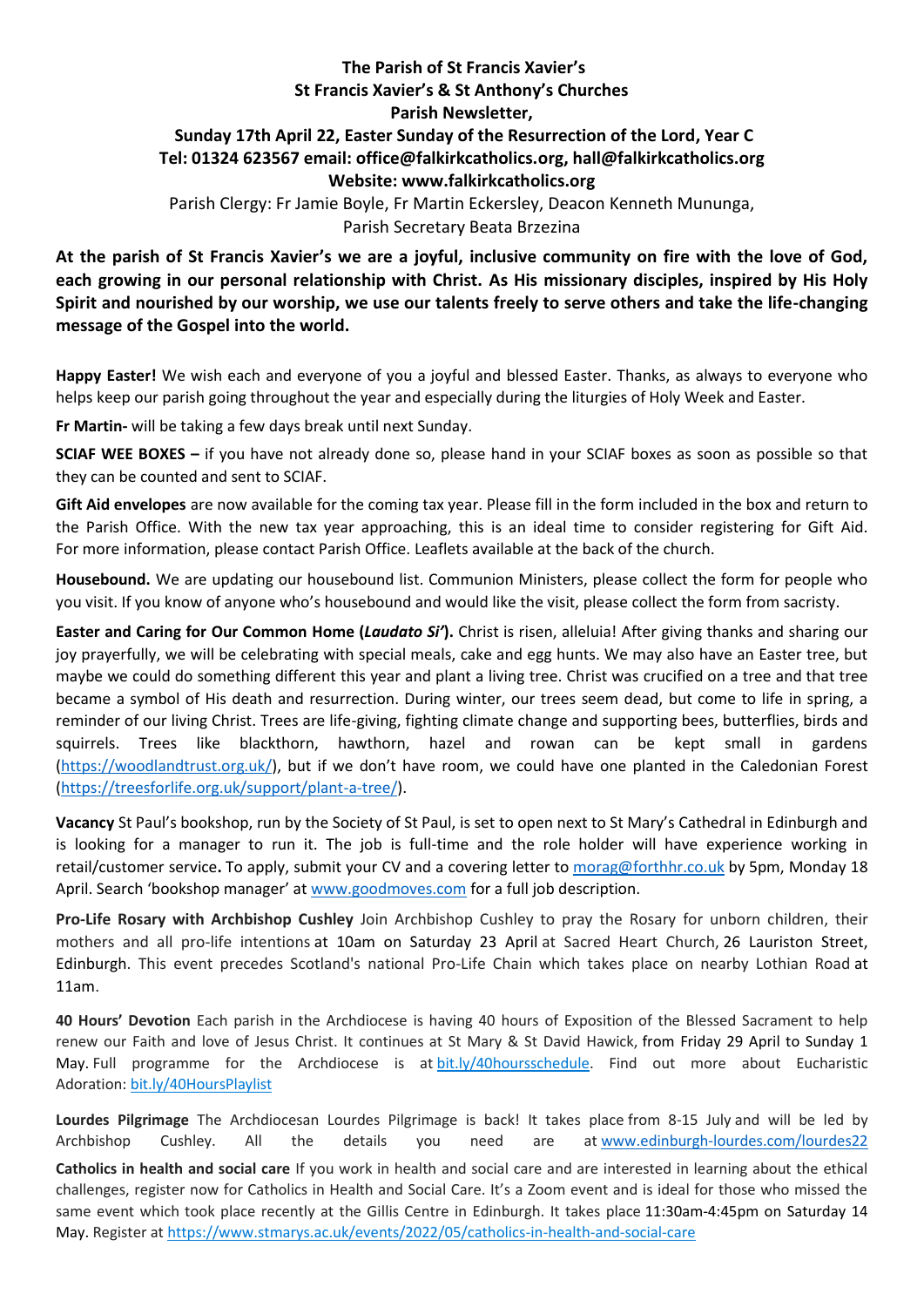**The Parish of St Francis Xavier's**
**St Francis Xavier's & St Anthony's Churches**
**Parish Newsletter,**
**Sunday 17th April 22, Easter Sunday of the Resurrection of the Lord, Year C**
**Tel: 01324 623567 email: office@falkirkcatholics.org, hall@falkirkcatholics.org**
**Website: www.falkirkcatholics.org**

Parish Clergy: Fr Jamie Boyle, Fr Martin Eckersley, Deacon Kenneth Mununga, Parish Secretary Beata Brzezina

**At the parish of St Francis Xavier's we are a joyful, inclusive community on fire with the love of God, each growing in our personal relationship with Christ. As His missionary disciples, inspired by His Holy Spirit and nourished by our worship, we use our talents freely to serve others and take the life-changing message of the Gospel into the world.**

**Happy Easter!** We wish each and everyone of you a joyful and blessed Easter. Thanks, as always to everyone who helps keep our parish going throughout the year and especially during the liturgies of Holy Week and Easter.

**Fr Martin-** will be taking a few days break until next Sunday.

**SCIAF WEE BOXES –** if you have not already done so, please hand in your SCIAF boxes as soon as possible so that they can be counted and sent to SCIAF.

**Gift Aid envelopes** are now available for the coming tax year. Please fill in the form included in the box and return to the Parish Office. With the new tax year approaching, this is an ideal time to consider registering for Gift Aid. For more information, please contact Parish Office. Leaflets available at the back of the church.

**Housebound.** We are updating our housebound list. Communion Ministers, please collect the form for people who you visit. If you know of anyone who's housebound and would like the visit, please collect the form from sacristy.

**Easter and Caring for Our Common Home (*Laudato Si'*).** Christ is risen, alleluia! After giving thanks and sharing our joy prayerfully, we will be celebrating with special meals, cake and egg hunts. We may also have an Easter tree, but maybe we could do something different this year and plant a living tree. Christ was crucified on a tree and that tree became a symbol of His death and resurrection. During winter, our trees seem dead, but come to life in spring, a reminder of our living Christ. Trees are life-giving, fighting climate change and supporting bees, butterflies, birds and squirrels. Trees like blackthorn, hawthorn, hazel and rowan can be kept small in gardens (https://woodlandtrust.org.uk/), but if we don't have room, we could have one planted in the Caledonian Forest (https://treesforlife.org.uk/support/plant-a-tree/).

**Vacancy** St Paul's bookshop, run by the Society of St Paul, is set to open next to St Mary's Cathedral in Edinburgh and is looking for a manager to run it. The job is full-time and the role holder will have experience working in retail/customer service**.** To apply, submit your CV and a covering letter to morag@forthhr.co.uk by 5pm, Monday 18 April. Search 'bookshop manager' at www.goodmoves.com for a full job description.

**Pro-Life Rosary with Archbishop Cushley** Join Archbishop Cushley to pray the Rosary for unborn children, their mothers and all pro-life intentions at 10am on Saturday 23 April at Sacred Heart Church, 26 Lauriston Street, Edinburgh. This event precedes Scotland's national Pro-Life Chain which takes place on nearby Lothian Road at 11am.

**40 Hours' Devotion** Each parish in the Archdiocese is having 40 hours of Exposition of the Blessed Sacrament to help renew our Faith and love of Jesus Christ. It continues at St Mary & St David Hawick, from Friday 29 April to Sunday 1 May. Full programme for the Archdiocese is at bit.ly/40hoursschedule. Find out more about Eucharistic Adoration: bit.ly/40HoursPlaylist

**Lourdes Pilgrimage** The Archdiocesan Lourdes Pilgrimage is back! It takes place from 8-15 July and will be led by Archbishop Cushley. All the details you need are at www.edinburgh-lourdes.com/lourdes22

**Catholics in health and social care** If you work in health and social care and are interested in learning about the ethical challenges, register now for Catholics in Health and Social Care. It's a Zoom event and is ideal for those who missed the same event which took place recently at the Gillis Centre in Edinburgh. It takes place 11:30am-4:45pm on Saturday 14 May. Register at https://www.stmarys.ac.uk/events/2022/05/catholics-in-health-and-social-care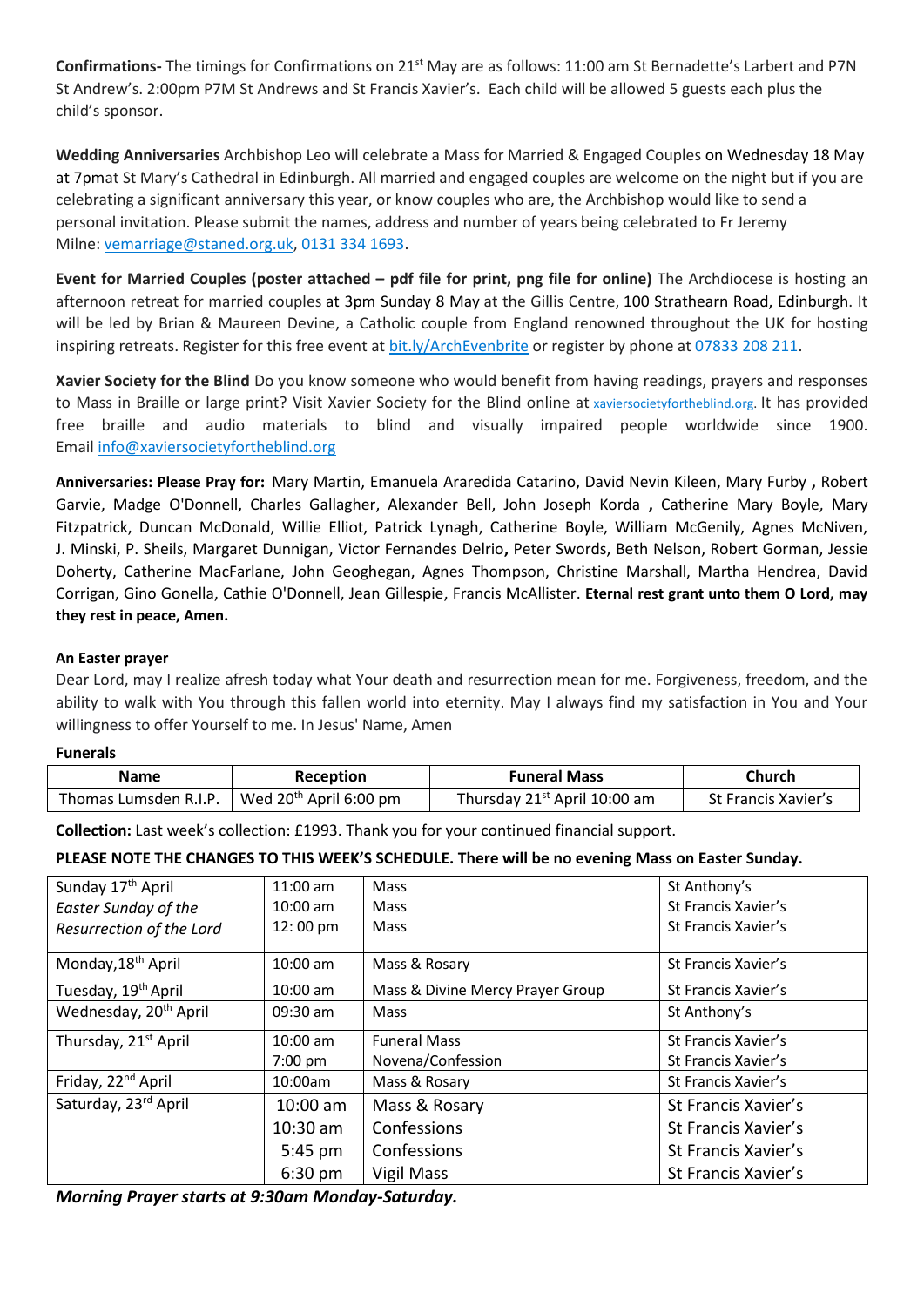**Confirmations-** The timings for Confirmations on 21st May are as follows: 11:00 am St Bernadette's Larbert and P7N St Andrew's. 2:00pm P7M St Andrews and St Francis Xavier's. Each child will be allowed 5 guests each plus the child's sponsor.

**Wedding Anniversaries** Archbishop Leo will celebrate a Mass for Married & Engaged Couples on Wednesday 18 May at 7pmat St Mary's Cathedral in Edinburgh. All married and engaged couples are welcome on the night but if you are celebrating a significant anniversary this year, or know couples who are, the Archbishop would like to send a personal invitation. Please submit the names, address and number of years being celebrated to Fr Jeremy Milne: vemarriage@staned.org.uk, 0131 334 1693.

**Event for Married Couples (poster attached – pdf file for print, png file for online)** The Archdiocese is hosting an afternoon retreat for married couples at 3pm Sunday 8 May at the Gillis Centre, 100 Strathearn Road, Edinburgh. It will be led by Brian & Maureen Devine, a Catholic couple from England renowned throughout the UK for hosting inspiring retreats. Register for this free event at bit.ly/ArchEvenbrite or register by phone at 07833 208 211.

**Xavier Society for the Blind** Do you know someone who would benefit from having readings, prayers and responses to Mass in Braille or large print? Visit Xavier Society for the Blind online at xaviersocietyfortheblind.org. It has provided free braille and audio materials to blind and visually impaired people worldwide since 1900. Email info@xaviersocietyfortheblind.org

**Anniversaries: Please Pray for:** Mary Martin, Emanuela Araredida Catarino, David Nevin Kileen, Mary Furby **,** Robert Garvie, Madge O'Donnell, Charles Gallagher, Alexander Bell, John Joseph Korda **,** Catherine Mary Boyle, Mary Fitzpatrick, Duncan McDonald, Willie Elliot, Patrick Lynagh, Catherine Boyle, William McGenily, Agnes McNiven, J. Minski, P. Sheils, Margaret Dunnigan, Victor Fernandes Delrio**,** Peter Swords, Beth Nelson, Robert Gorman, Jessie Doherty, Catherine MacFarlane, John Geoghegan, Agnes Thompson, Christine Marshall, Martha Hendrea, David Corrigan, Gino Gonella, Cathie O'Donnell, Jean Gillespie, Francis McAllister. **Eternal rest grant unto them O Lord, may they rest in peace, Amen.**

**An Easter prayer**

Dear Lord, may I realize afresh today what Your death and resurrection mean for me. Forgiveness, freedom, and the ability to walk with You through this fallen world into eternity. May I always find my satisfaction in You and Your willingness to offer Yourself to me. In Jesus' Name, Amen

**Funerals**

| Name | Reception | Funeral Mass | Church |
|---|---|---|---|
| Thomas Lumsden R.I.P. | Wed 20th April 6:00 pm | Thursday 21st April 10:00 am | St Francis Xavier's |

**Collection:** Last week's collection: £1993. Thank you for your continued financial support.

**PLEASE NOTE THE CHANGES TO THIS WEEK'S SCHEDULE. There will be no evening Mass on Easter Sunday.**

| | | | |
|---|---|---|---|
| Sunday 17th April<br>*Easter Sunday of the Resurrection of the Lord* | 11:00 am<br>10:00 am<br>12: 00 pm | Mass<br>Mass<br>Mass | St Anthony's<br>St Francis Xavier's<br>St Francis Xavier's |
| Monday,18th April | 10:00 am | Mass & Rosary | St Francis Xavier's |
| Tuesday, 19th April | 10:00 am | Mass & Divine Mercy Prayer Group | St Francis Xavier's |
| Wednesday, 20th April | 09:30 am | Mass | St Anthony's |
| Thursday, 21st April | 10:00 am<br>7:00 pm | Funeral Mass<br>Novena/Confession | St Francis Xavier's<br>St Francis Xavier's |
| Friday, 22nd April | 10:00am | Mass & Rosary | St Francis Xavier's |
| Saturday, 23rd April | 10:00 am<br>10:30 am<br>5:45 pm<br>6:30 pm | Mass & Rosary<br>Confessions<br>Confessions<br>Vigil Mass | St Francis Xavier's<br>St Francis Xavier's<br>St Francis Xavier's<br>St Francis Xavier's |

***Morning Prayer starts at 9:30am Monday-Saturday.***